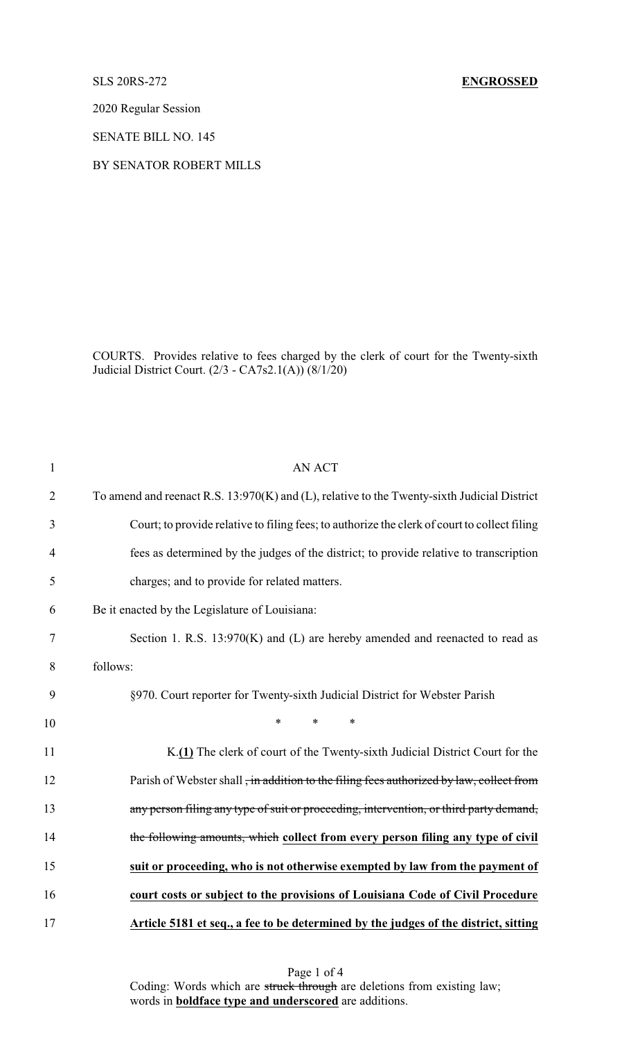SLS 20RS-272 **ENGROSSED**

2020 Regular Session

SENATE BILL NO. 145

BY SENATOR ROBERT MILLS

COURTS. Provides relative to fees charged by the clerk of court for the Twenty-sixth Judicial District Court. (2/3 - CA7s2.1(A)) (8/1/20)

AN ACT

To amend and reenact R.S. 13:970(K) and (L), relative to the Twenty-sixth Judicial District Court; to provide relative to filing fees; to authorize the clerk of court to collect filing fees as determined by the judges of the district; to provide relative to transcription charges; and to provide for related matters.

Be it enacted by the Legislature of Louisiana:

Section 1. R.S. 13:970(K) and (L) are hereby amended and reenacted to read as follows:

§970. Court reporter for Twenty-sixth Judicial District for Webster Parish

\* \* \*

K.**(1)** The clerk of court of the Twenty-sixth Judicial District Court for the Parish of Webster shall ~~, in addition to the filing fees authorized by law, collect from any person filing any type of suit or proceeding, intervention, or third party demand, the following amounts, which~~ **collect from every person filing any type of civil suit or proceeding, who is not otherwise exempted by law from the payment of court costs or subject to the provisions of Louisiana Code of Civil Procedure Article 5181 et seq., a fee to be determined by the judges of the district, sitting**

Coding: Words which are ~~struck through~~ are deletions from existing law; words in **boldface type and underscored** are additions.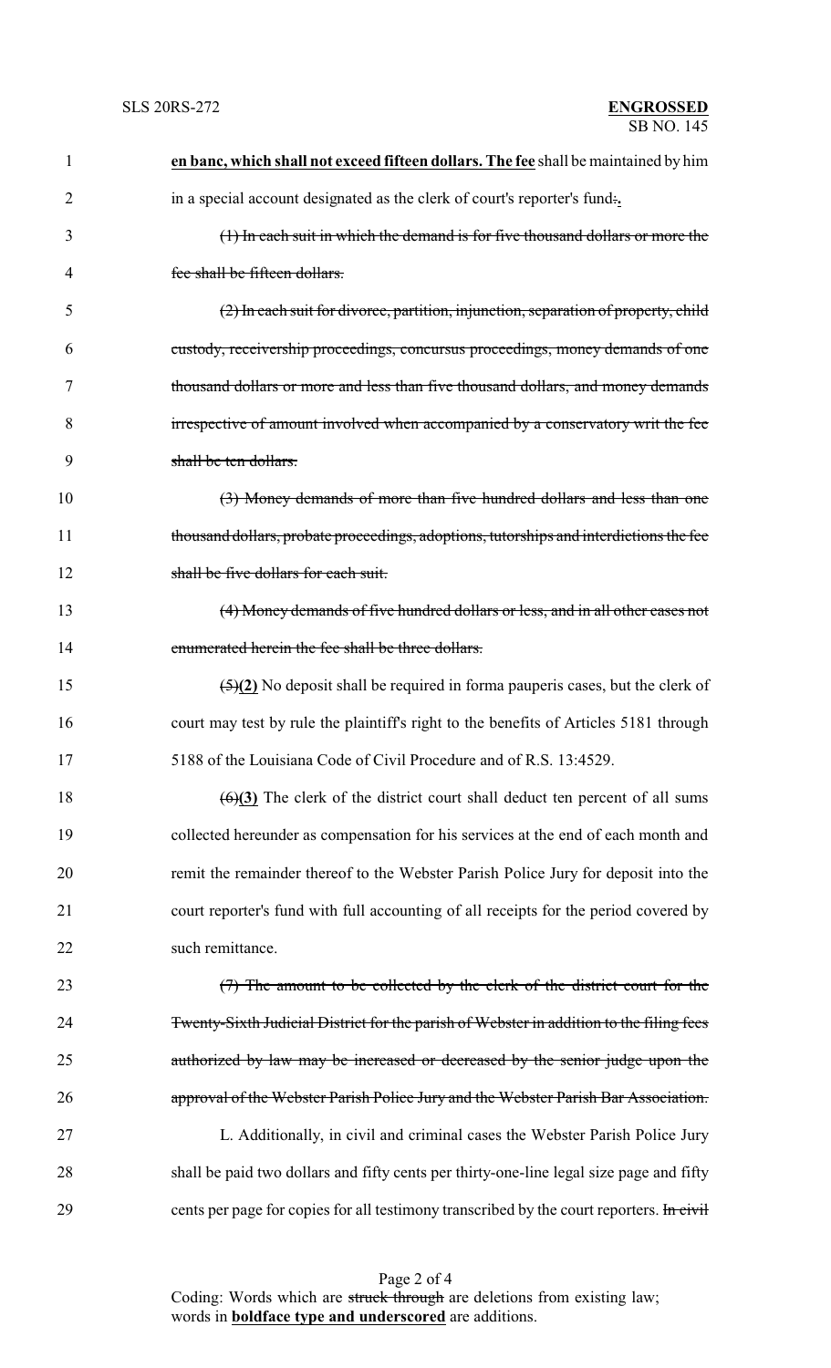**en banc, which shall not exceed fifteen dollars. The fee** shall be maintained by him in a special account designated as the clerk of court's reporter's fund:**.**

~~(1) In each suit in which the demand is for five thousand dollars or more the fee shall be fifteen dollars.~~

~~(2) In each suit for divorce, partition, injunction, separation of property, child custody, receivership proceedings, concursus proceedings, money demands of one thousand dollars or more and less than five thousand dollars, and money demands irrespective of amount involved when accompanied by a conservatory writ the fee shall be ten dollars.~~

~~(3) Money demands of more than five hundred dollars and less than one thousand dollars, probate proceedings, adoptions, tutorships and interdictions the fee shall be five dollars for each suit.~~

~~(4) Money demands of five hundred dollars or less, and in all other cases not enumerated herein the fee shall be three dollars.~~

~~(5)~~**(2)** No deposit shall be required in forma pauperis cases, but the clerk of court may test by rule the plaintiff's right to the benefits of Articles 5181 through 5188 of the Louisiana Code of Civil Procedure and of R.S. 13:4529.

~~(6)~~**(3)** The clerk of the district court shall deduct ten percent of all sums collected hereunder as compensation for his services at the end of each month and remit the remainder thereof to the Webster Parish Police Jury for deposit into the court reporter's fund with full accounting of all receipts for the period covered by such remittance.

~~(7) The amount to be collected by the clerk of the district court for the Twenty-Sixth Judicial District for the parish of Webster in addition to the filing fees authorized by law may be increased or decreased by the senior judge upon the approval of the Webster Parish Police Jury and the Webster Parish Bar Association.~~

L. Additionally, in civil and criminal cases the Webster Parish Police Jury shall be paid two dollars and fifty cents per thirty-one-line legal size page and fifty cents per page for copies for all testimony transcribed by the court reporters. ~~In civil~~

Coding: Words which are ~~struck through~~ are deletions from existing law; words in **boldface type and underscored** are additions.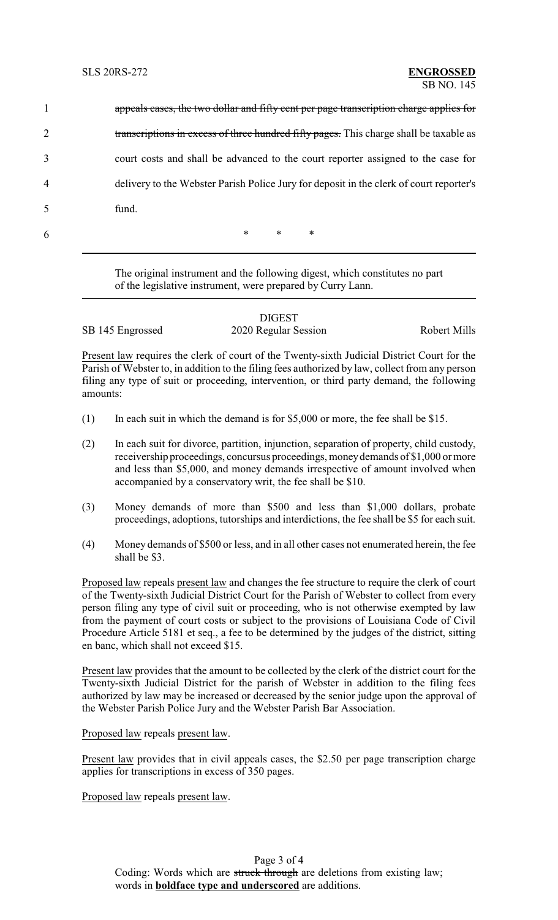1 ~~appeals cases, the two dollar and fifty cent per page transcription charge applies for~~

2 ~~transcriptions in excess of three hundred fifty pages.~~ This charge shall be taxable as

3 court costs and shall be advanced to the court reporter assigned to the case for

4 delivery to the Webster Parish Police Jury for deposit in the clerk of court reporter's

5 fund.

6 \* \* \*

The original instrument and the following digest, which constitutes no part of the legislative instrument, were prepared by Curry Lann.

DIGEST

SB 145 Engrossed — 2020 Regular Session — Robert Mills

Present law requires the clerk of court of the Twenty-sixth Judicial District Court for the Parish of Webster to, in addition to the filing fees authorized by law, collect from any person filing any type of suit or proceeding, intervention, or third party demand, the following amounts:

(1) In each suit in which the demand is for $5,000 or more, the fee shall be $15.

(2) In each suit for divorce, partition, injunction, separation of property, child custody, receivership proceedings, concursus proceedings, money demands of $1,000 or more and less than $5,000, and money demands irrespective of amount involved when accompanied by a conservatory writ, the fee shall be $10.

(3) Money demands of more than $500 and less than $1,000 dollars, probate proceedings, adoptions, tutorships and interdictions, the fee shall be $5 for each suit.

(4) Money demands of $500 or less, and in all other cases not enumerated herein, the fee shall be $3.

Proposed law repeals present law and changes the fee structure to require the clerk of court of the Twenty-sixth Judicial District Court for the Parish of Webster to collect from every person filing any type of civil suit or proceeding, who is not otherwise exempted by law from the payment of court costs or subject to the provisions of Louisiana Code of Civil Procedure Article 5181 et seq., a fee to be determined by the judges of the district, sitting en banc, which shall not exceed $15.

Present law provides that the amount to be collected by the clerk of the district court for the Twenty-sixth Judicial District for the parish of Webster in addition to the filing fees authorized by law may be increased or decreased by the senior judge upon the approval of the Webster Parish Police Jury and the Webster Parish Bar Association.

Proposed law repeals present law.

Present law provides that in civil appeals cases, the $2.50 per page transcription charge applies for transcriptions in excess of 350 pages.

Proposed law repeals present law.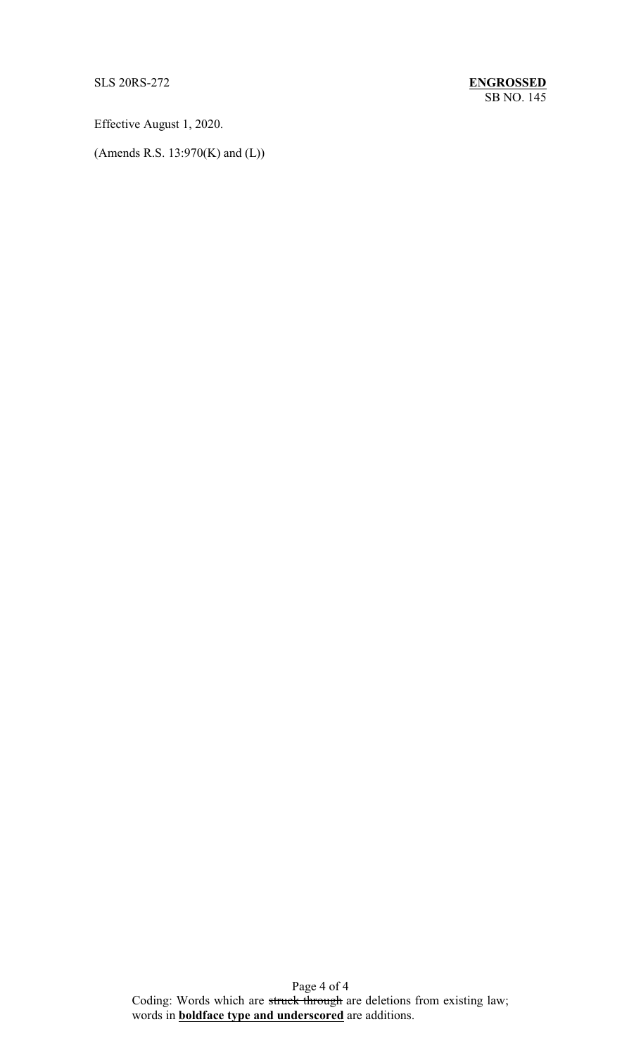Effective August 1, 2020.

(Amends R.S. 13:970(K) and (L))